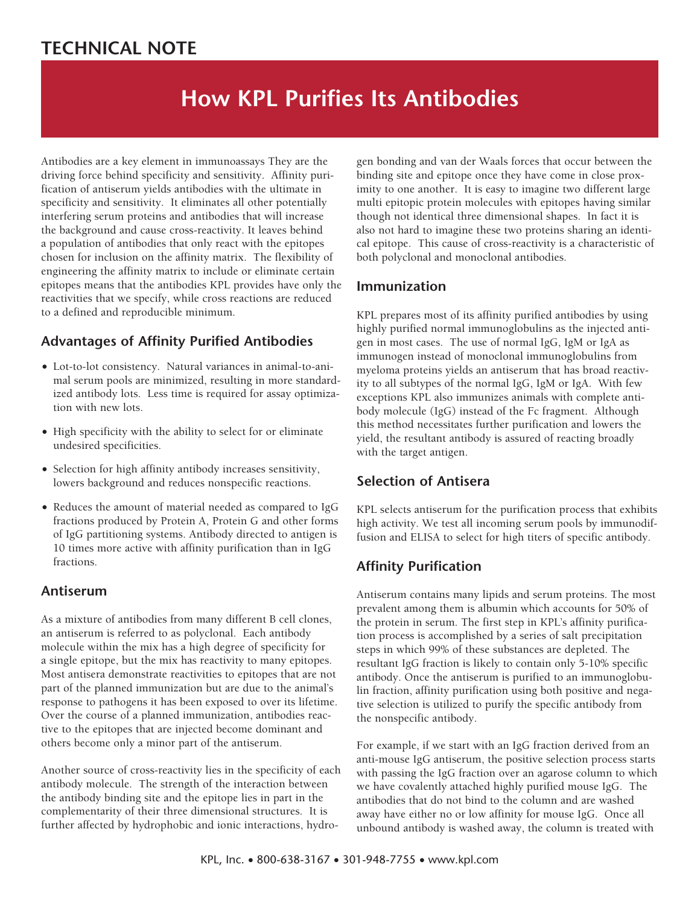TECHNICAL NOTE

# How KPL Purifies Its Antibodies

Antibodies are a key element in immunoassays They are the driving force behind specificity and sensitivity. Affinity purification of antiserum yields antibodies with the ultimate in specificity and sensitivity. It eliminates all other potentially interfering serum proteins and antibodies that will increase the background and cause cross-reactivity. It leaves behind a population of antibodies that only react with the epitopes chosen for inclusion on the affinity matrix. The flexibility of engineering the affinity matrix to include or eliminate certain epitopes means that the antibodies KPL provides have only the reactivities that we specify, while cross reactions are reduced to a defined and reproducible minimum.

## Advantages of Affinity Purified Antibodies

- Lot-to-lot consistency. Natural variances in animal-to-animal serum pools are minimized, resulting in more standardized antibody lots. Less time is required for assay optimization with new lots.
- High specificity with the ability to select for or eliminate undesired specificities.
- Selection for high affinity antibody increases sensitivity, lowers background and reduces nonspecific reactions.
- Reduces the amount of material needed as compared to IgG fractions produced by Protein A, Protein G and other forms of IgG partitioning systems. Antibody directed to antigen is 10 times more active with affinity purification than in IgG fractions.

## Antiserum

As a mixture of antibodies from many different B cell clones, an antiserum is referred to as polyclonal. Each antibody molecule within the mix has a high degree of specificity for a single epitope, but the mix has reactivity to many epitopes. Most antisera demonstrate reactivities to epitopes that are not part of the planned immunization but are due to the animal's response to pathogens it has been exposed to over its lifetime. Over the course of a planned immunization, antibodies reactive to the epitopes that are injected become dominant and others become only a minor part of the antiserum.

Another source of cross-reactivity lies in the specificity of each antibody molecule. The strength of the interaction between the antibody binding site and the epitope lies in part in the complementarity of their three dimensional structures. It is further affected by hydrophobic and ionic interactions, hydrogen bonding and van der Waals forces that occur between the binding site and epitope once they have come in close proximity to one another. It is easy to imagine two different large multi epitopic protein molecules with epitopes having similar though not identical three dimensional shapes. In fact it is also not hard to imagine these two proteins sharing an identical epitope. This cause of cross-reactivity is a characteristic of both polyclonal and monoclonal antibodies.

## Immunization

KPL prepares most of its affinity purified antibodies by using highly purified normal immunoglobulins as the injected antigen in most cases. The use of normal IgG, IgM or IgA as immunogen instead of monoclonal immunoglobulins from myeloma proteins yields an antiserum that has broad reactivity to all subtypes of the normal IgG, IgM or IgA. With few exceptions KPL also immunizes animals with complete antibody molecule (IgG) instead of the Fc fragment. Although this method necessitates further purification and lowers the yield, the resultant antibody is assured of reacting broadly with the target antigen.

## Selection of Antisera

KPL selects antiserum for the purification process that exhibits high activity. We test all incoming serum pools by immunodiffusion and ELISA to select for high titers of specific antibody.

## Affinity Purification

Antiserum contains many lipids and serum proteins. The most prevalent among them is albumin which accounts for 50% of the protein in serum. The first step in KPL's affinity purification process is accomplished by a series of salt precipitation steps in which 99% of these substances are depleted. The resultant IgG fraction is likely to contain only 5-10% specific antibody. Once the antiserum is purified to an immunoglobulin fraction, affinity purification using both positive and negative selection is utilized to purify the specific antibody from the nonspecific antibody.

For example, if we start with an IgG fraction derived from an anti-mouse IgG antiserum, the positive selection process starts with passing the IgG fraction over an agarose column to which we have covalently attached highly purified mouse IgG. The antibodies that do not bind to the column and are washed away have either no or low affinity for mouse IgG. Once all unbound antibody is washed away, the column is treated with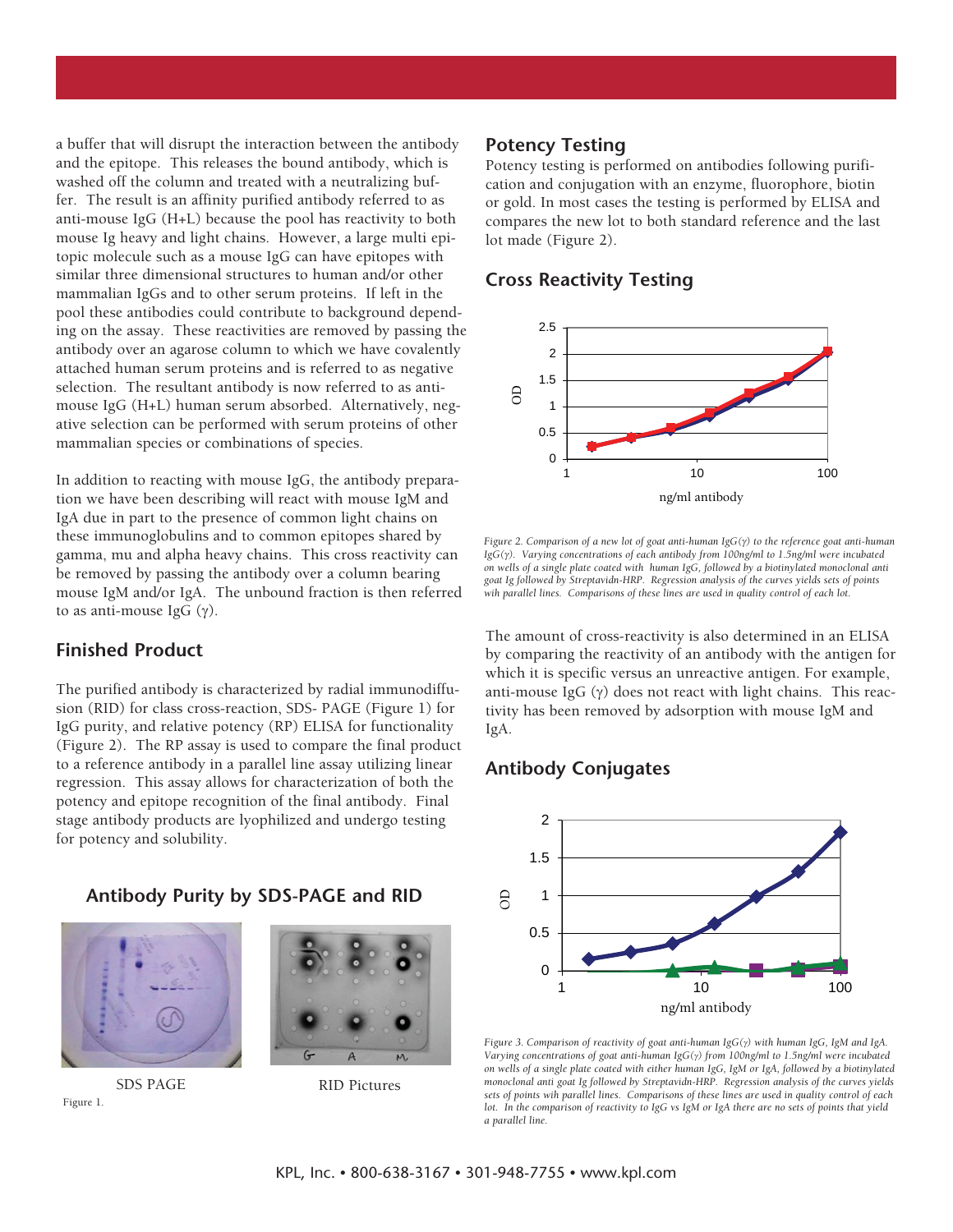a buffer that will disrupt the interaction between the antibody and the epitope. This releases the bound antibody, which is washed off the column and treated with a neutralizing buffer. The result is an affinity purified antibody referred to as anti-mouse IgG (H+L) because the pool has reactivity to both mouse Ig heavy and light chains. However, a large multi epitopic molecule such as a mouse IgG can have epitopes with similar three dimensional structures to human and/or other mammalian IgGs and to other serum proteins. If left in the pool these antibodies could contribute to background depending on the assay. These reactivities are removed by passing the antibody over an agarose column to which we have covalently attached human serum proteins and is referred to as negative selection. The resultant antibody is now referred to as anti-mouse IgG (H+L) human serum absorbed. Alternatively, negative selection can be performed with serum proteins of other mammalian species or combinations of species.

In addition to reacting with mouse IgG, the antibody preparation we have been describing will react with mouse IgM and IgA due in part to the presence of common light chains on these immunoglobulins and to common epitopes shared by gamma, mu and alpha heavy chains. This cross reactivity can be removed by passing the antibody over a column bearing mouse IgM and/or IgA. The unbound fraction is then referred to as anti-mouse IgG (γ).

## Finished Product

The purified antibody is characterized by radial immunodiffusion (RID) for class cross-reaction, SDS- PAGE (Figure 1) for IgG purity, and relative potency (RP) ELISA for functionality (Figure 2). The RP assay is used to compare the final product to a reference antibody in a parallel line assay utilizing linear regression. This assay allows for characterization of both the potency and epitope recognition of the final antibody. Final stage antibody products are lyophilized and undergo testing for potency and solubility.

## Antibody Purity by SDS-PAGE and RID

SDS PAGE

RID Pictures

Figure 1.

## Potency Testing

Potency testing is performed on antibodies following purification and conjugation with an enzyme, fluorophore, biotin or gold. In most cases the testing is performed by ELISA and compares the new lot to both standard reference and the last lot made (Figure 2).

## Cross Reactivity Testing

*Figure 2. Comparison of a new lot of goat anti-human IgG(γ) to the reference goat anti-human IgG(γ). Varying concentrations of each antibody from 100ng/ml to 1.5ng/ml were incubated on wells of a single plate coated with human IgG, followed by a biotinylated monoclonal anti goat Ig followed by Streptavidn-HRP. Regression analysis of the curves yields sets of points wih parallel lines. Comparisons of these lines are used in quality control of each lot.*

The amount of cross-reactivity is also determined in an ELISA by comparing the reactivity of an antibody with the antigen for which it is specific versus an unreactive antigen. For example, anti-mouse IgG (γ) does not react with light chains. This reactivity has been removed by adsorption with mouse IgM and IgA.

## Antibody Conjugates

*Figure 3. Comparison of reactivity of goat anti-human IgG(γ) with human IgG, IgM and IgA. Varying concentrations of goat anti-human IgG(γ) from 100ng/ml to 1.5ng/ml were incubated on wells of a single plate coated with either human IgG, IgM or IgA, followed by a biotinylated monoclonal anti goat Ig followed by Streptavidn-HRP. Regression analysis of the curves yields sets of points wih parallel lines. Comparisons of these lines are used in quality control of each lot. In the comparison of reactivity to IgG vs IgM or IgA there are no sets of points that yield a parallel line.*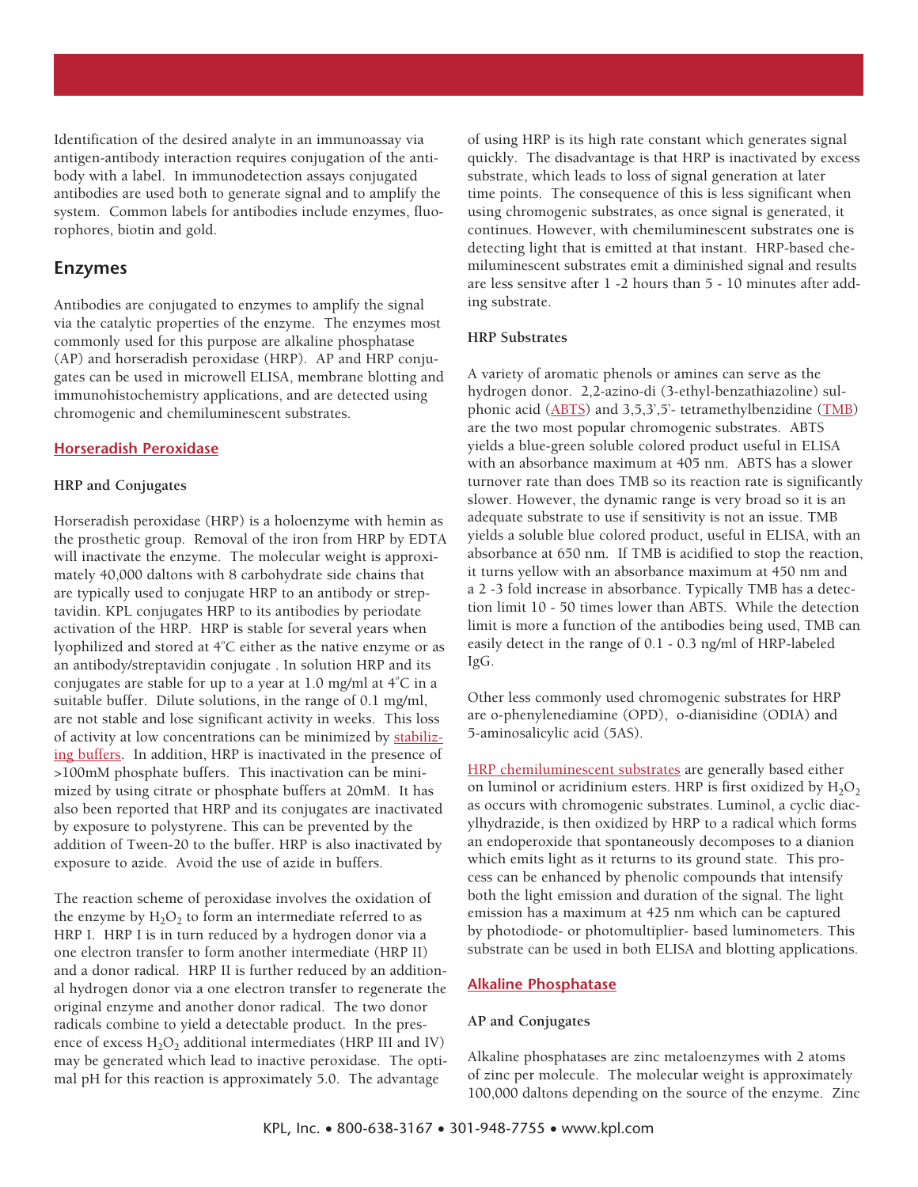Identification of the desired analyte in an immunoassay via antigen-antibody interaction requires conjugation of the antibody with a label. In immunodetection assays conjugated antibodies are used both to generate signal and to amplify the system. Common labels for antibodies include enzymes, fluorophores, biotin and gold.

## Enzymes

Antibodies are conjugated to enzymes to amplify the signal via the catalytic properties of the enzyme. The enzymes most commonly used for this purpose are alkaline phosphatase (AP) and horseradish peroxidase (HRP). AP and HRP conjugates can be used in microwell ELISA, membrane blotting and immunohistochemistry applications, and are detected using chromogenic and chemiluminescent substrates.

### Horseradish Peroxidase

#### HRP and Conjugates

Horseradish peroxidase (HRP) is a holoenzyme with hemin as the prosthetic group. Removal of the iron from HRP by EDTA will inactivate the enzyme. The molecular weight is approximately 40,000 daltons with 8 carbohydrate side chains that are typically used to conjugate HRP to an antibody or streptavidin. KPL conjugates HRP to its antibodies by periodate activation of the HRP. HRP is stable for several years when lyophilized and stored at 4°C either as the native enzyme or as an antibody/streptavidin conjugate . In solution HRP and its conjugates are stable for up to a year at 1.0 mg/ml at 4°C in a suitable buffer. Dilute solutions, in the range of 0.1 mg/ml, are not stable and lose significant activity in weeks. This loss of activity at low concentrations can be minimized by stabilizing buffers. In addition, HRP is inactivated in the presence of >100mM phosphate buffers. This inactivation can be minimized by using citrate or phosphate buffers at 20mM. It has also been reported that HRP and its conjugates are inactivated by exposure to polystyrene. This can be prevented by the addition of Tween-20 to the buffer. HRP is also inactivated by exposure to azide. Avoid the use of azide in buffers.

The reaction scheme of peroxidase involves the oxidation of the enzyme by $H_2O_2$ to form an intermediate referred to as HRP I. HRP I is in turn reduced by a hydrogen donor via a one electron transfer to form another intermediate (HRP II) and a donor radical. HRP II is further reduced by an additional hydrogen donor via a one electron transfer to regenerate the original enzyme and another donor radical. The two donor radicals combine to yield a detectable product. In the presence of excess $H_2O_2$ additional intermediates (HRP III and IV) may be generated which lead to inactive peroxidase. The optimal pH for this reaction is approximately 5.0. The advantage of using HRP is its high rate constant which generates signal quickly. The disadvantage is that HRP is inactivated by excess substrate, which leads to loss of signal generation at later time points. The consequence of this is less significant when using chromogenic substrates, as once signal is generated, it continues. However, with chemiluminescent substrates one is detecting light that is emitted at that instant. HRP-based chemiluminescent substrates emit a diminished signal and results are less sensitve after 1 -2 hours than 5 - 10 minutes after adding substrate.

#### HRP Substrates

A variety of aromatic phenols or amines can serve as the hydrogen donor. 2,2-azino-di (3-ethyl-benzathiazoline) sulphonic acid (ABTS) and 3,5,3',5'- tetramethylbenzidine (TMB) are the two most popular chromogenic substrates. ABTS yields a blue-green soluble colored product useful in ELISA with an absorbance maximum at 405 nm. ABTS has a slower turnover rate than does TMB so its reaction rate is significantly slower. However, the dynamic range is very broad so it is an adequate substrate to use if sensitivity is not an issue. TMB yields a soluble blue colored product, useful in ELISA, with an absorbance at 650 nm. If TMB is acidified to stop the reaction, it turns yellow with an absorbance maximum at 450 nm and a 2 -3 fold increase in absorbance. Typically TMB has a detection limit 10 - 50 times lower than ABTS. While the detection limit is more a function of the antibodies being used, TMB can easily detect in the range of 0.1 - 0.3 ng/ml of HRP-labeled IgG.

Other less commonly used chromogenic substrates for HRP are o-phenylenediamine (OPD), o-dianisidine (ODIA) and 5-aminosalicylic acid (5AS).

HRP chemiluminescent substrates are generally based either on luminol or acridinium esters. HRP is first oxidized by $H_2O_2$ as occurs with chromogenic substrates. Luminol, a cyclic diacylhydrazide, is then oxidized by HRP to a radical which forms an endoperoxide that spontaneously decomposes to a dianion which emits light as it returns to its ground state. This process can be enhanced by phenolic compounds that intensify both the light emission and duration of the signal. The light emission has a maximum at 425 nm which can be captured by photodiode- or photomultiplier- based luminometers. This substrate can be used in both ELISA and blotting applications.

### Alkaline Phosphatase

#### AP and Conjugates

Alkaline phosphatases are zinc metaloenzymes with 2 atoms of zinc per molecule. The molecular weight is approximately 100,000 daltons depending on the source of the enzyme. Zinc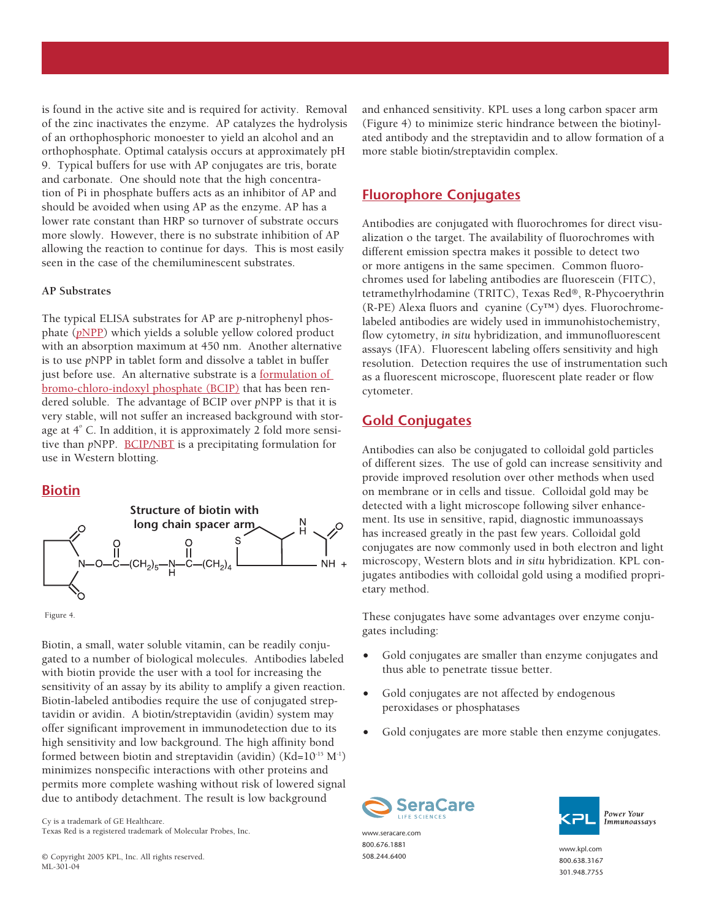is found in the active site and is required for activity. Removal of the zinc inactivates the enzyme. AP catalyzes the hydrolysis of an orthophosphoric monoester to yield an alcohol and an orthophosphate. Optimal catalysis occurs at approximately pH 9. Typical buffers for use with AP conjugates are tris, borate and carbonate. One should note that the high concentration of Pi in phosphate buffers acts as an inhibitor of AP and should be avoided when using AP as the enzyme. AP has a lower rate constant than HRP so turnover of substrate occurs more slowly. However, there is no substrate inhibition of AP allowing the reaction to continue for days. This is most easily seen in the case of the chemiluminescent substrates.

**AP Substrates**

The typical ELISA substrates for AP are *p*-nitrophenyl phosphate (*p*NPP) which yields a soluble yellow colored product with an absorption maximum at 450 nm. Another alternative is to use *p*NPP in tablet form and dissolve a tablet in buffer just before use. An alternative substrate is a formulation of bromo-chloro-indoxyl phosphate (BCIP) that has been rendered soluble. The advantage of BCIP over *p*NPP is that it is very stable, will not suffer an increased background with storage at 4° C. In addition, it is approximately 2 fold more sensitive than *p*NPP. BCIP/NBT is a precipitating formulation for use in Western blotting.

## Biotin

Structure of biotin with long chain spacer arm

N—O—C—$(CH_2)_5$—N—C—$(CH_2)_4$ S NH +

Figure 4.

Biotin, a small, water soluble vitamin, can be readily conjugated to a number of biological molecules. Antibodies labeled with biotin provide the user with a tool for increasing the sensitivity of an assay by its ability to amplify a given reaction. Biotin-labeled antibodies require the use of conjugated streptavidin or avidin. A biotin/streptavidin (avidin) system may offer significant improvement in immunodetection due to its high sensitivity and low background. The high affinity bond formed between biotin and streptavidin (avidin) ($Kd=10^{-15}$ $M^{-1}$) minimizes nonspecific interactions with other proteins and permits more complete washing without risk of lowered signal due to antibody detachment. The result is low background and enhanced sensitivity. KPL uses a long carbon spacer arm (Figure 4) to minimize steric hindrance between the biotinylated antibody and the streptavidin and to allow formation of a more stable biotin/streptavidin complex.

## Fluorophore Conjugates

Antibodies are conjugated with fluorochromes for direct visualization o the target. The availability of fluorochromes with different emission spectra makes it possible to detect two or more antigens in the same specimen. Common fluorochromes used for labeling antibodies are fluorescein (FITC), tetramethylrhodamine (TRITC), Texas Red®, R-Phycoerythrin (R-PE) Alexa fluors and cyanine (Cy™) dyes. Fluorochrome-labeled antibodies are widely used in immunohistochemistry, flow cytometry, *in situ* hybridization, and immunofluorescent assays (IFA). Fluorescent labeling offers sensitivity and high resolution. Detection requires the use of instrumentation such as a fluorescent microscope, fluorescent plate reader or flow cytometer.

## Gold Conjugates

Antibodies can also be conjugated to colloidal gold particles of different sizes. The use of gold can increase sensitivity and provide improved resolution over other methods when used on membrane or in cells and tissue. Colloidal gold may be detected with a light microscope following silver enhancement. Its use in sensitive, rapid, diagnostic immunoassays has increased greatly in the past few years. Colloidal gold conjugates are now commonly used in both electron and light microscopy, Western blots and *in situ* hybridization. KPL conjugates antibodies with colloidal gold using a modified proprietary method.

These conjugates have some advantages over enzyme conjugates including:

- Gold conjugates are smaller than enzyme conjugates and thus able to penetrate tissue better.
- Gold conjugates are not affected by endogenous peroxidases or phosphatases
- Gold conjugates are more stable then enzyme conjugates.

Cy is a trademark of GE Healthcare.
Texas Red is a registered trademark of Molecular Probes, Inc.

© Copyright 2005 KPL, Inc. All rights reserved.
ML-301-04

SeraCare LIFE SCIENCES
www.seracare.com
800.676.1881
508.244.6400

KPL Power Your Immunoassays
www.kpl.com
800.638.3167
301.948.7755